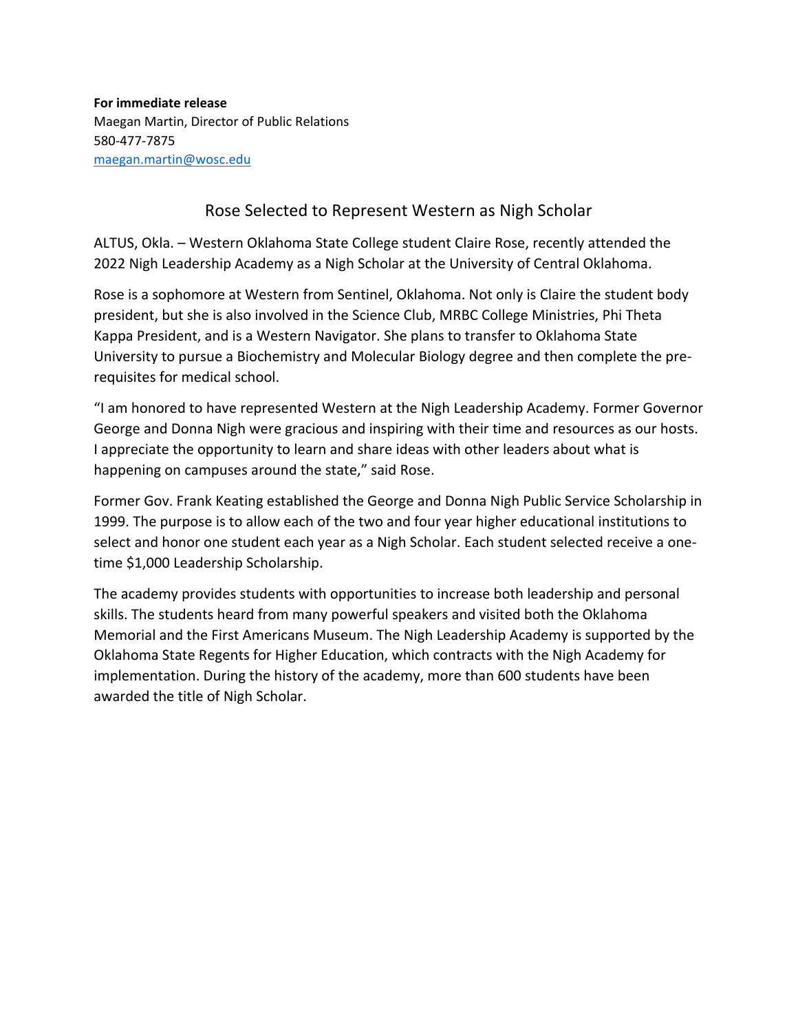**For immediate release**
Maegan Martin, Director of Public Relations
580-477-7875
maegan.martin@wosc.edu

## Rose Selected to Represent Western as Nigh Scholar

ALTUS, Okla. – Western Oklahoma State College student Claire Rose, recently attended the 2022 Nigh Leadership Academy as a Nigh Scholar at the University of Central Oklahoma.

Rose is a sophomore at Western from Sentinel, Oklahoma. Not only is Claire the student body president, but she is also involved in the Science Club, MRBC College Ministries, Phi Theta Kappa President, and is a Western Navigator. She plans to transfer to Oklahoma State University to pursue a Biochemistry and Molecular Biology degree and then complete the pre-requisites for medical school.

"I am honored to have represented Western at the Nigh Leadership Academy. Former Governor George and Donna Nigh were gracious and inspiring with their time and resources as our hosts. I appreciate the opportunity to learn and share ideas with other leaders about what is happening on campuses around the state," said Rose.

Former Gov. Frank Keating established the George and Donna Nigh Public Service Scholarship in 1999. The purpose is to allow each of the two and four year higher educational institutions to select and honor one student each year as a Nigh Scholar. Each student selected receive a one-time $1,000 Leadership Scholarship.

The academy provides students with opportunities to increase both leadership and personal skills. The students heard from many powerful speakers and visited both the Oklahoma Memorial and the First Americans Museum. The Nigh Leadership Academy is supported by the Oklahoma State Regents for Higher Education, which contracts with the Nigh Academy for implementation. During the history of the academy, more than 600 students have been awarded the title of Nigh Scholar.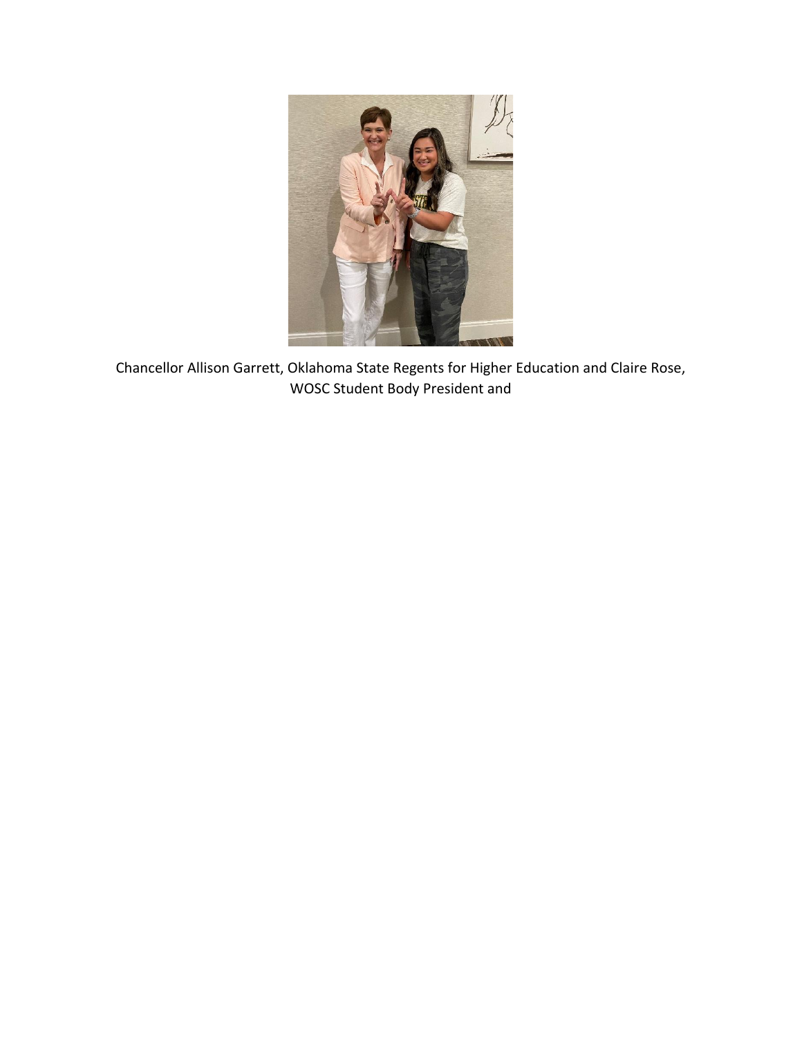Chancellor Allison Garrett, Oklahoma State Regents for Higher Education and Claire Rose, WOSC Student Body President and